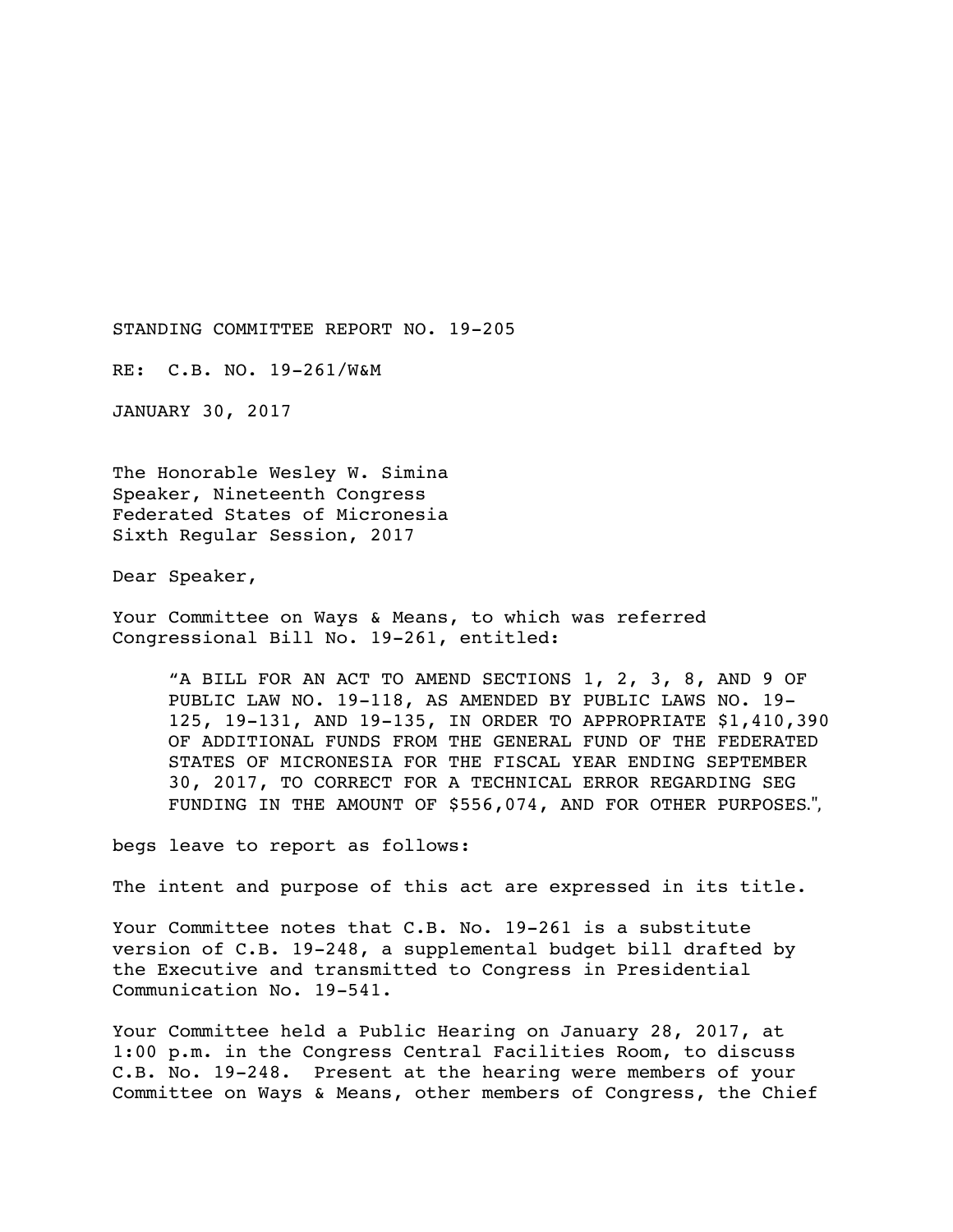STANDING COMMITTEE REPORT NO. 19-205

RE: C.B. NO. 19-261/W&M

JANUARY 30, 2017

The Honorable Wesley W. Simina
Speaker, Nineteenth Congress
Federated States of Micronesia
Sixth Regular Session, 2017

Dear Speaker,

Your Committee on Ways & Means, to which was referred Congressional Bill No. 19-261, entitled:

> "A BILL FOR AN ACT TO AMEND SECTIONS 1, 2, 3, 8, AND 9 OF PUBLIC LAW NO. 19-118, AS AMENDED BY PUBLIC LAWS NO. 19-125, 19-131, AND 19-135, IN ORDER TO APPROPRIATE $1,410,390 OF ADDITIONAL FUNDS FROM THE GENERAL FUND OF THE FEDERATED STATES OF MICRONESIA FOR THE FISCAL YEAR ENDING SEPTEMBER 30, 2017, TO CORRECT FOR A TECHNICAL ERROR REGARDING SEG FUNDING IN THE AMOUNT OF $556,074, AND FOR OTHER PURPOSES.",

begs leave to report as follows:

The intent and purpose of this act are expressed in its title.

Your Committee notes that C.B. No. 19-261 is a substitute version of C.B. 19-248, a supplemental budget bill drafted by the Executive and transmitted to Congress in Presidential Communication No. 19-541.

Your Committee held a Public Hearing on January 28, 2017, at 1:00 p.m. in the Congress Central Facilities Room, to discuss C.B. No. 19-248. Present at the hearing were members of your Committee on Ways & Means, other members of Congress, the Chief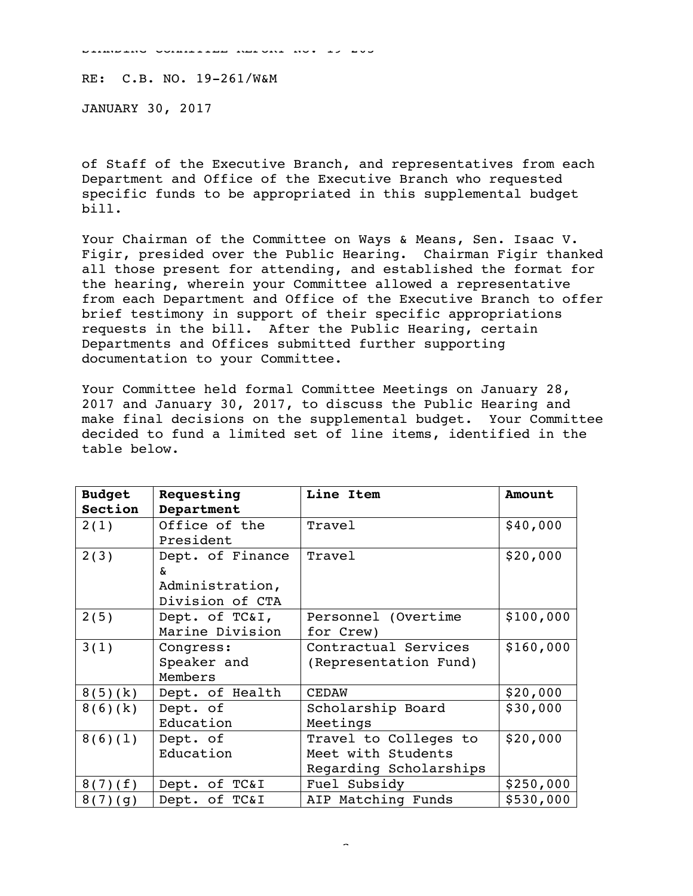RE: C.B. NO. 19-261/W&M

JANUARY 30, 2017

of Staff of the Executive Branch, and representatives from each Department and Office of the Executive Branch who requested specific funds to be appropriated in this supplemental budget bill.

Your Chairman of the Committee on Ways & Means, Sen. Isaac V. Figir, presided over the Public Hearing. Chairman Figir thanked all those present for attending, and established the format for the hearing, wherein your Committee allowed a representative from each Department and Office of the Executive Branch to offer brief testimony in support of their specific appropriations requests in the bill. After the Public Hearing, certain Departments and Offices submitted further supporting documentation to your Committee.

Your Committee held formal Committee Meetings on January 28, 2017 and January 30, 2017, to discuss the Public Hearing and make final decisions on the supplemental budget. Your Committee decided to fund a limited set of line items, identified in the table below.

| **Budget Section** | **Requesting Department** | **Line Item** | **Amount** |
|---|---|---|---|
| 2(1) | Office of the President | Travel | $40,000 |
| 2(3) | Dept. of Finance & Administration, Division of CTA | Travel | $20,000 |
| 2(5) | Dept. of TC&I, Marine Division | Personnel (Overtime for Crew) | $100,000 |
| 3(1) | Congress: Speaker and Members | Contractual Services (Representation Fund) | $160,000 |
| 8(5)(k) | Dept. of Health | CEDAW | $20,000 |
| 8(6)(k) | Dept. of Education | Scholarship Board Meetings | $30,000 |
| 8(6)(l) | Dept. of Education | Travel to Colleges to Meet with Students Regarding Scholarships | $20,000 |
| 8(7)(f) | Dept. of TC&I | Fuel Subsidy | $250,000 |
| 8(7)(g) | Dept. of TC&I | AIP Matching Funds | $530,000 |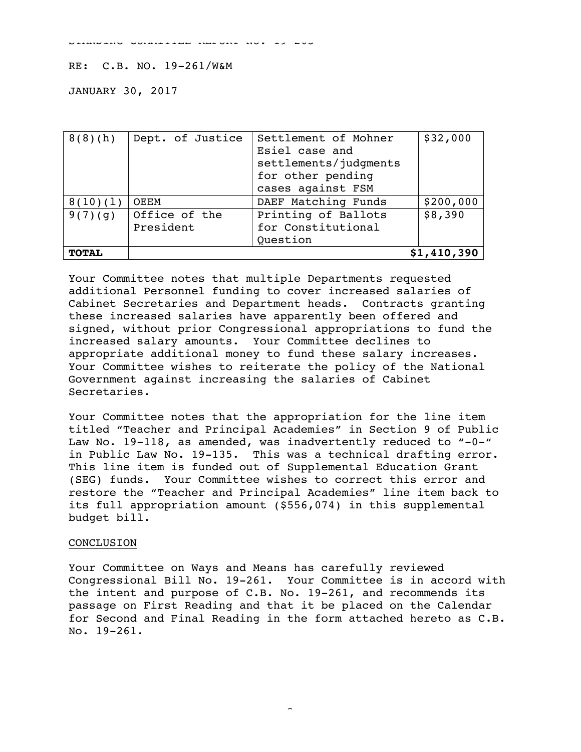RE: C.B. NO. 19-261/W&M

JANUARY 30, 2017

| | | | |
|---|---|---|---|
| 8(8)(h) | Dept. of Justice | Settlement of Mohner Esiel case and settlements/judgments for other pending cases against FSM | $32,000 |
| 8(10)(l) | OEEM | DAEF Matching Funds | $200,000 |
| 9(7)(g) | Office of the President | Printing of Ballots for Constitutional Question | $8,390 |
| **TOTAL** | | | **$1,410,390** |

Your Committee notes that multiple Departments requested additional Personnel funding to cover increased salaries of Cabinet Secretaries and Department heads. Contracts granting these increased salaries have apparently been offered and signed, without prior Congressional appropriations to fund the increased salary amounts. Your Committee declines to appropriate additional money to fund these salary increases. Your Committee wishes to reiterate the policy of the National Government against increasing the salaries of Cabinet Secretaries.

Your Committee notes that the appropriation for the line item titled "Teacher and Principal Academies" in Section 9 of Public Law No. 19-118, as amended, was inadvertently reduced to "-0-" in Public Law No. 19-135. This was a technical drafting error. This line item is funded out of Supplemental Education Grant (SEG) funds. Your Committee wishes to correct this error and restore the "Teacher and Principal Academies" line item back to its full appropriation amount ($556,074) in this supplemental budget bill.

CONCLUSION

Your Committee on Ways and Means has carefully reviewed Congressional Bill No. 19-261. Your Committee is in accord with the intent and purpose of C.B. No. 19-261, and recommends its passage on First Reading and that it be placed on the Calendar for Second and Final Reading in the form attached hereto as C.B. No. 19-261.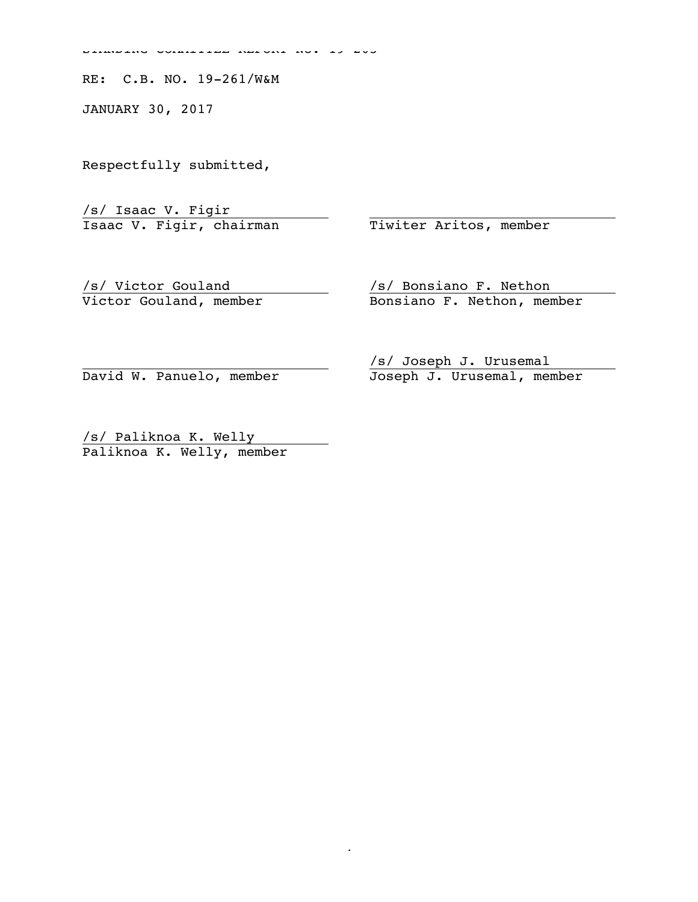Respectfully submitted,

/s/ Isaac V. Figir
Isaac V. Figir, chairman

Tiwiter Aritos, member

/s/ Victor Gouland
Victor Gouland, member

/s/ Bonsiano F. Nethon
Bonsiano F. Nethon, member

David W. Panuelo, member

/s/ Joseph J. Urusemal
Joseph J. Urusemal, member

/s/ Paliknoa K. Welly
Paliknoa K. Welly, member